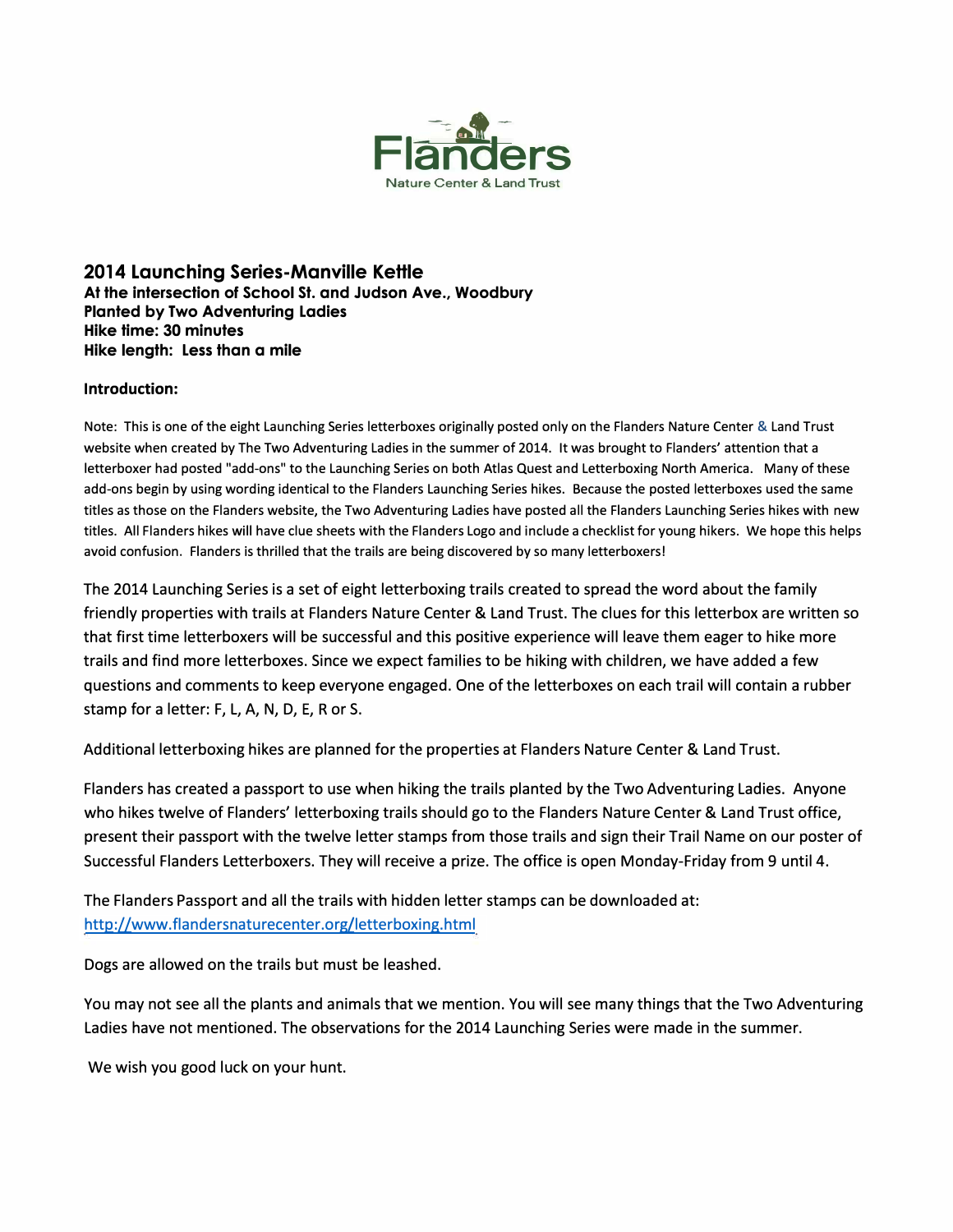Flanders

Nature Center & Land Trust

## 2014 Launching Series-Manville Kettle

**At the intersection of School St. and Judson Ave., Woodbury**
**Planted by Two Adventuring Ladies**
**Hike time: 30 minutes**
**Hike length: Less than a mile**

**Introduction:**

Note: This is one of the eight Launching Series letterboxes originally posted only on the Flanders Nature Center & Land Trust website when created by The Two Adventuring Ladies in the summer of 2014. It was brought to Flanders' attention that a letterboxer had posted "add-ons" to the Launching Series on both Atlas Quest and Letterboxing North America. Many of these add-ons begin by using wording identical to the Flanders Launching Series hikes. Because the posted letterboxes used the same titles as those on the Flanders website, the Two Adventuring Ladies have posted all the Flanders Launching Series hikes with new titles. All Flanders hikes will have clue sheets with the Flanders Logo and include a checklist for young hikers. We hope this helps avoid confusion. Flanders is thrilled that the trails are being discovered by so many letterboxers!

The 2014 Launching Series is a set of eight letterboxing trails created to spread the word about the family friendly properties with trails at Flanders Nature Center & Land Trust. The clues for this letterbox are written so that first time letterboxers will be successful and this positive experience will leave them eager to hike more trails and find more letterboxes. Since we expect families to be hiking with children, we have added a few questions and comments to keep everyone engaged. One of the letterboxes on each trail will contain a rubber stamp for a letter: F, L, A, N, D, E, R or S.

Additional letterboxing hikes are planned for the properties at Flanders Nature Center & Land Trust.

Flanders has created a passport to use when hiking the trails planted by the Two Adventuring Ladies. Anyone who hikes twelve of Flanders' letterboxing trails should go to the Flanders Nature Center & Land Trust office, present their passport with the twelve letter stamps from those trails and sign their Trail Name on our poster of Successful Flanders Letterboxers. They will receive a prize. The office is open Monday-Friday from 9 until 4.

The Flanders Passport and all the trails with hidden letter stamps can be downloaded at:
http://www.flandersnaturecenter.org/letterboxing.html

Dogs are allowed on the trails but must be leashed.

You may not see all the plants and animals that we mention. You will see many things that the Two Adventuring Ladies have not mentioned. The observations for the 2014 Launching Series were made in the summer.

We wish you good luck on your hunt.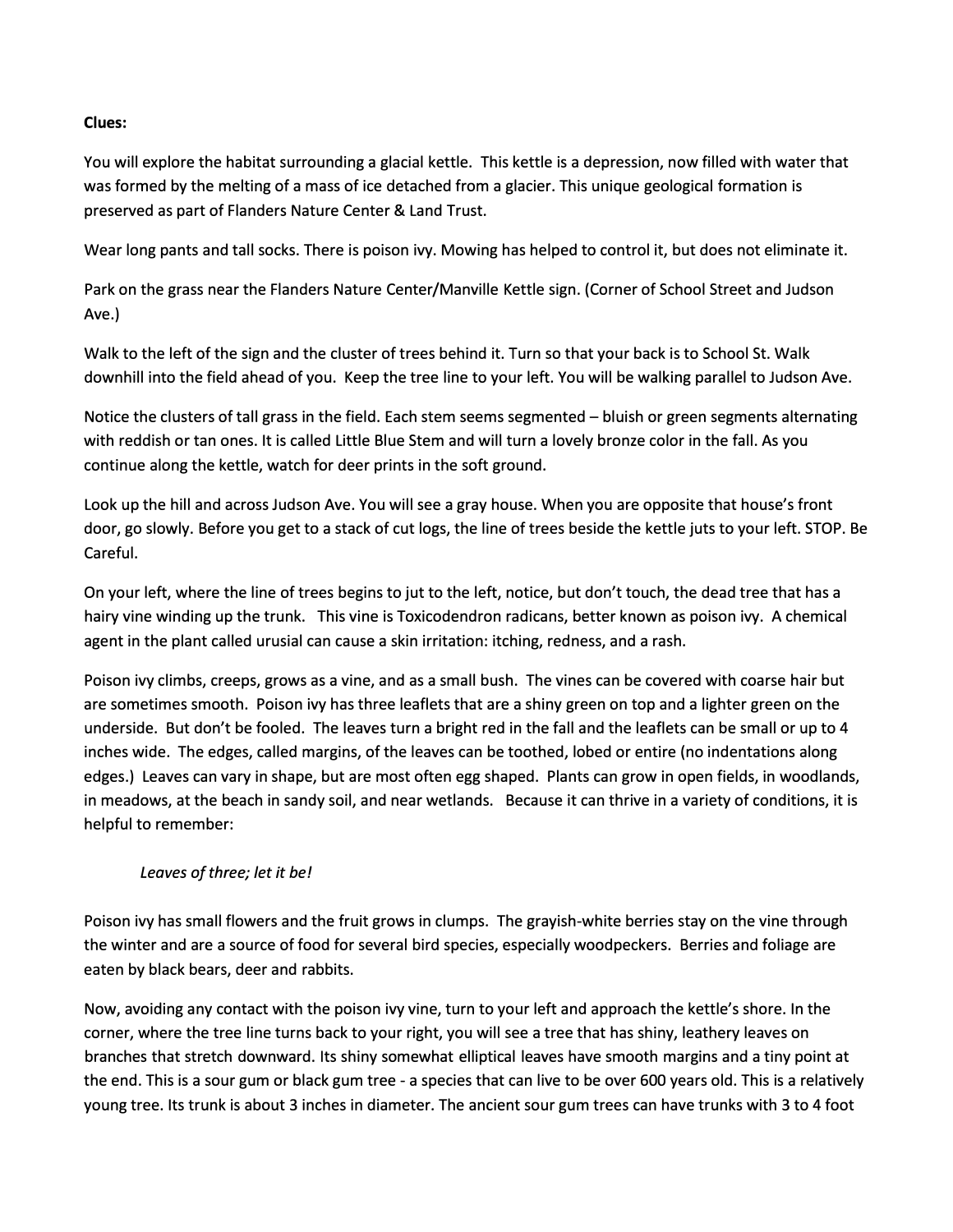**Clues:**

You will explore the habitat surrounding a glacial kettle. This kettle is a depression, now filled with water that was formed by the melting of a mass of ice detached from a glacier. This unique geological formation is preserved as part of Flanders Nature Center & Land Trust.

Wear long pants and tall socks. There is poison ivy. Mowing has helped to control it, but does not eliminate it.

Park on the grass near the Flanders Nature Center/Manville Kettle sign. (Corner of School Street and Judson Ave.)

Walk to the left of the sign and the cluster of trees behind it. Turn so that your back is to School St. Walk downhill into the field ahead of you. Keep the tree line to your left. You will be walking parallel to Judson Ave.

Notice the clusters of tall grass in the field. Each stem seems segmented – bluish or green segments alternating with reddish or tan ones. It is called Little Blue Stem and will turn a lovely bronze color in the fall. As you continue along the kettle, watch for deer prints in the soft ground.

Look up the hill and across Judson Ave. You will see a gray house. When you are opposite that house's front door, go slowly. Before you get to a stack of cut logs, the line of trees beside the kettle juts to your left. STOP. Be Careful.

On your left, where the line of trees begins to jut to the left, notice, but don't touch, the dead tree that has a hairy vine winding up the trunk. This vine is Toxicodendron radicans, better known as poison ivy. A chemical agent in the plant called urusial can cause a skin irritation: itching, redness, and a rash.

Poison ivy climbs, creeps, grows as a vine, and as a small bush. The vines can be covered with coarse hair but are sometimes smooth. Poison ivy has three leaflets that are a shiny green on top and a lighter green on the underside. But don't be fooled. The leaves turn a bright red in the fall and the leaflets can be small or up to 4 inches wide. The edges, called margins, of the leaves can be toothed, lobed or entire (no indentations along edges.) Leaves can vary in shape, but are most often egg shaped. Plants can grow in open fields, in woodlands, in meadows, at the beach in sandy soil, and near wetlands. Because it can thrive in a variety of conditions, it is helpful to remember:

*Leaves of three; let it be!*

Poison ivy has small flowers and the fruit grows in clumps. The grayish-white berries stay on the vine through the winter and are a source of food for several bird species, especially woodpeckers. Berries and foliage are eaten by black bears, deer and rabbits.

Now, avoiding any contact with the poison ivy vine, turn to your left and approach the kettle's shore. In the corner, where the tree line turns back to your right, you will see a tree that has shiny, leathery leaves on branches that stretch downward. Its shiny somewhat elliptical leaves have smooth margins and a tiny point at the end. This is a sour gum or black gum tree - a species that can live to be over 600 years old. This is a relatively young tree. Its trunk is about 3 inches in diameter. The ancient sour gum trees can have trunks with 3 to 4 foot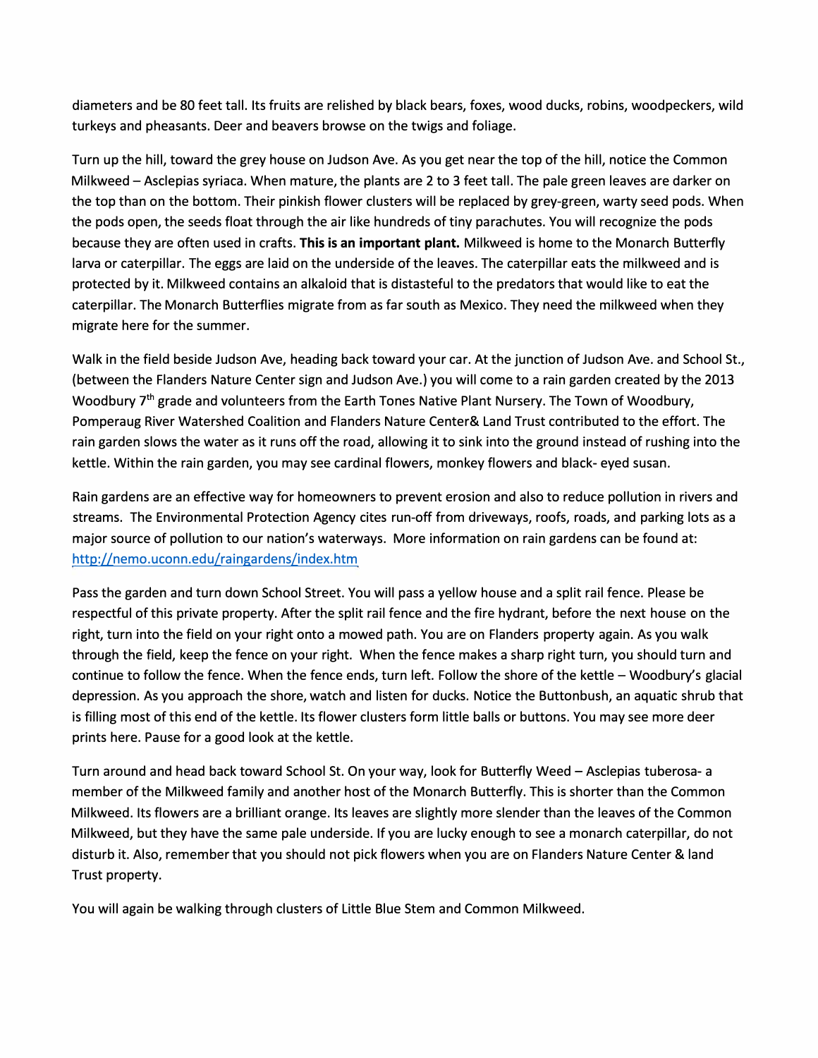diameters and be 80 feet tall. Its fruits are relished by black bears, foxes, wood ducks, robins, woodpeckers, wild turkeys and pheasants. Deer and beavers browse on the twigs and foliage.

Turn up the hill, toward the grey house on Judson Ave. As you get near the top of the hill, notice the Common Milkweed – Asclepias syriaca. When mature, the plants are 2 to 3 feet tall. The pale green leaves are darker on the top than on the bottom. Their pinkish flower clusters will be replaced by grey-green, warty seed pods. When the pods open, the seeds float through the air like hundreds of tiny parachutes. You will recognize the pods because they are often used in crafts. **This is an important plant.** Milkweed is home to the Monarch Butterfly larva or caterpillar. The eggs are laid on the underside of the leaves. The caterpillar eats the milkweed and is protected by it. Milkweed contains an alkaloid that is distasteful to the predators that would like to eat the caterpillar. The Monarch Butterflies migrate from as far south as Mexico. They need the milkweed when they migrate here for the summer.

Walk in the field beside Judson Ave, heading back toward your car. At the junction of Judson Ave. and School St., (between the Flanders Nature Center sign and Judson Ave.) you will come to a rain garden created by the 2013 Woodbury 7th grade and volunteers from the Earth Tones Native Plant Nursery. The Town of Woodbury, Pomperaug River Watershed Coalition and Flanders Nature Center& Land Trust contributed to the effort. The rain garden slows the water as it runs off the road, allowing it to sink into the ground instead of rushing into the kettle. Within the rain garden, you may see cardinal flowers, monkey flowers and black- eyed susan.

Rain gardens are an effective way for homeowners to prevent erosion and also to reduce pollution in rivers and streams. The Environmental Protection Agency cites run-off from driveways, roofs, roads, and parking lots as a major source of pollution to our nation's waterways. More information on rain gardens can be found at: http://nemo.uconn.edu/raingardens/index.htm

Pass the garden and turn down School Street. You will pass a yellow house and a split rail fence. Please be respectful of this private property. After the split rail fence and the fire hydrant, before the next house on the right, turn into the field on your right onto a mowed path. You are on Flanders property again. As you walk through the field, keep the fence on your right. When the fence makes a sharp right turn, you should turn and continue to follow the fence. When the fence ends, turn left. Follow the shore of the kettle – Woodbury's glacial depression. As you approach the shore, watch and listen for ducks. Notice the Buttonbush, an aquatic shrub that is filling most of this end of the kettle. Its flower clusters form little balls or buttons. You may see more deer prints here. Pause for a good look at the kettle.

Turn around and head back toward School St. On your way, look for Butterfly Weed – Asclepias tuberosa- a member of the Milkweed family and another host of the Monarch Butterfly. This is shorter than the Common Milkweed. Its flowers are a brilliant orange. Its leaves are slightly more slender than the leaves of the Common Milkweed, but they have the same pale underside. If you are lucky enough to see a monarch caterpillar, do not disturb it. Also, remember that you should not pick flowers when you are on Flanders Nature Center & land Trust property.

You will again be walking through clusters of Little Blue Stem and Common Milkweed.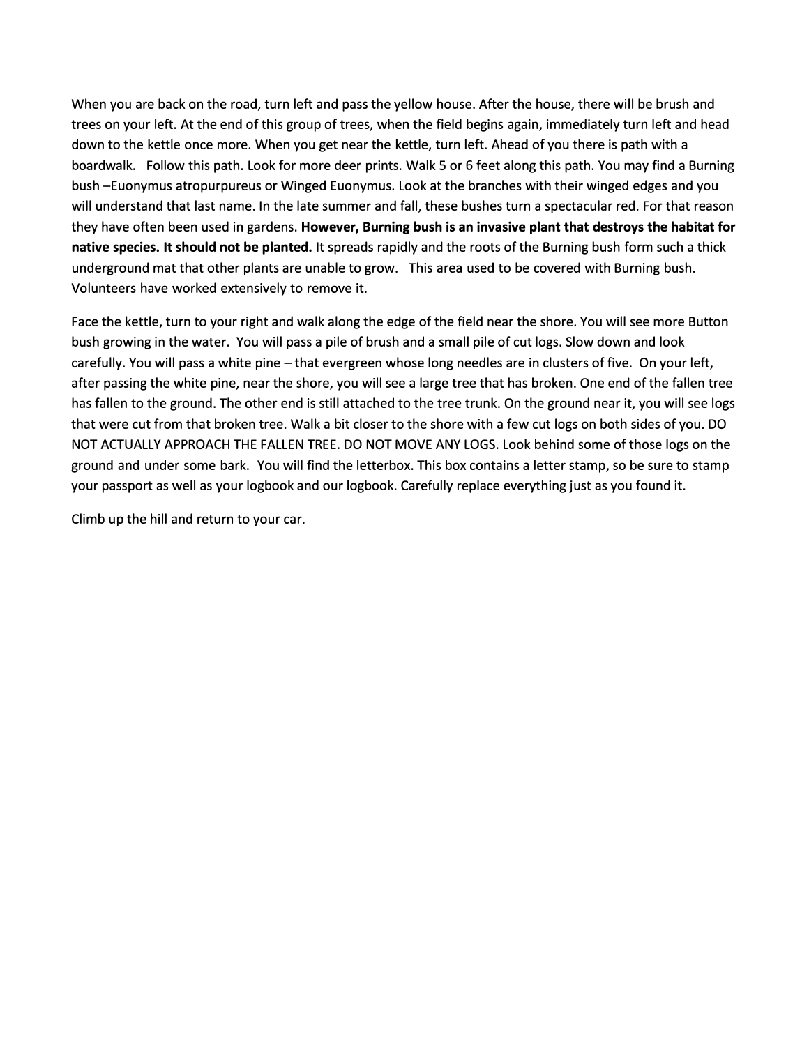When you are back on the road, turn left and pass the yellow house. After the house, there will be brush and trees on your left. At the end of this group of trees, when the field begins again, immediately turn left and head down to the kettle once more. When you get near the kettle, turn left. Ahead of you there is path with a boardwalk. Follow this path. Look for more deer prints. Walk 5 or 6 feet along this path. You may find a Burning bush –Euonymus atropurpureus or Winged Euonymus. Look at the branches with their winged edges and you will understand that last name. In the late summer and fall, these bushes turn a spectacular red. For that reason they have often been used in gardens. **However, Burning bush is an invasive plant that destroys the habitat for native species. It should not be planted.** It spreads rapidly and the roots of the Burning bush form such a thick underground mat that other plants are unable to grow. This area used to be covered with Burning bush. Volunteers have worked extensively to remove it.

Face the kettle, turn to your right and walk along the edge of the field near the shore. You will see more Button bush growing in the water. You will pass a pile of brush and a small pile of cut logs. Slow down and look carefully. You will pass a white pine – that evergreen whose long needles are in clusters of five. On your left, after passing the white pine, near the shore, you will see a large tree that has broken. One end of the fallen tree has fallen to the ground. The other end is still attached to the tree trunk. On the ground near it, you will see logs that were cut from that broken tree. Walk a bit closer to the shore with a few cut logs on both sides of you. DO NOT ACTUALLY APPROACH THE FALLEN TREE. DO NOT MOVE ANY LOGS. Look behind some of those logs on the ground and under some bark. You will find the letterbox. This box contains a letter stamp, so be sure to stamp your passport as well as your logbook and our logbook. Carefully replace everything just as you found it.

Climb up the hill and return to your car.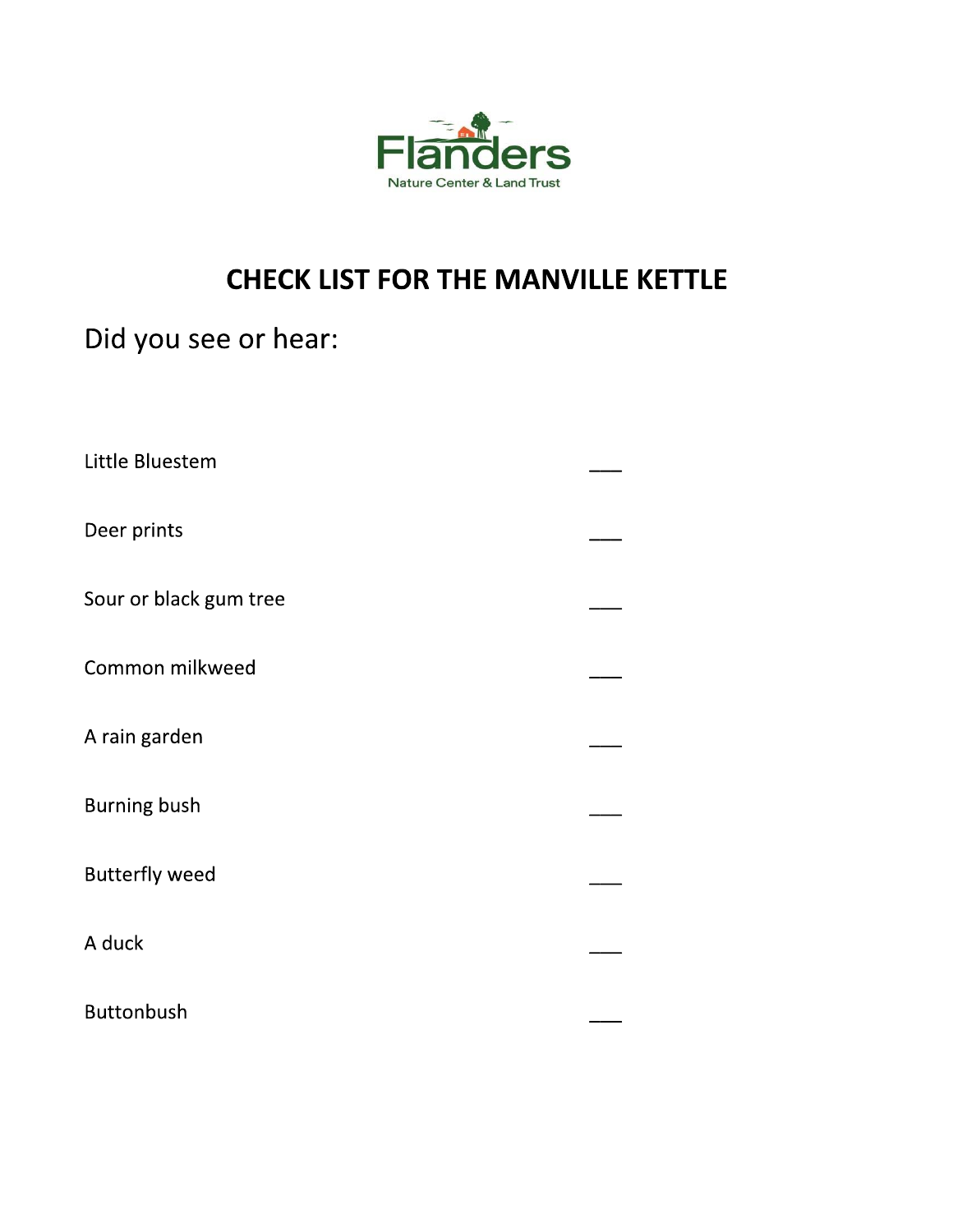Flanders

Nature Center & Land Trust

## CHECK LIST FOR THE MANVILLE KETTLE

Did you see or hear:

Little Bluestem ___

Deer prints ___

Sour or black gum tree ___

Common milkweed ___

A rain garden ___

Burning bush ___

Butterfly weed ___

A duck ___

Buttonbush ___